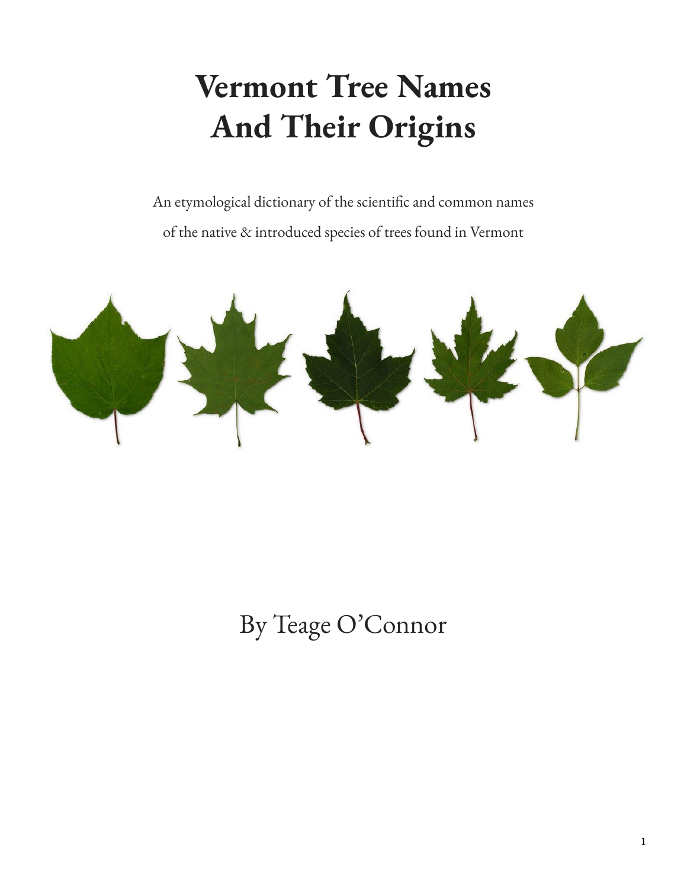# Vermont Tree Names And Their Origins

An etymological dictionary of the scientific and common names of the native & introduced species of trees found in Vermont

By Teage O'Connor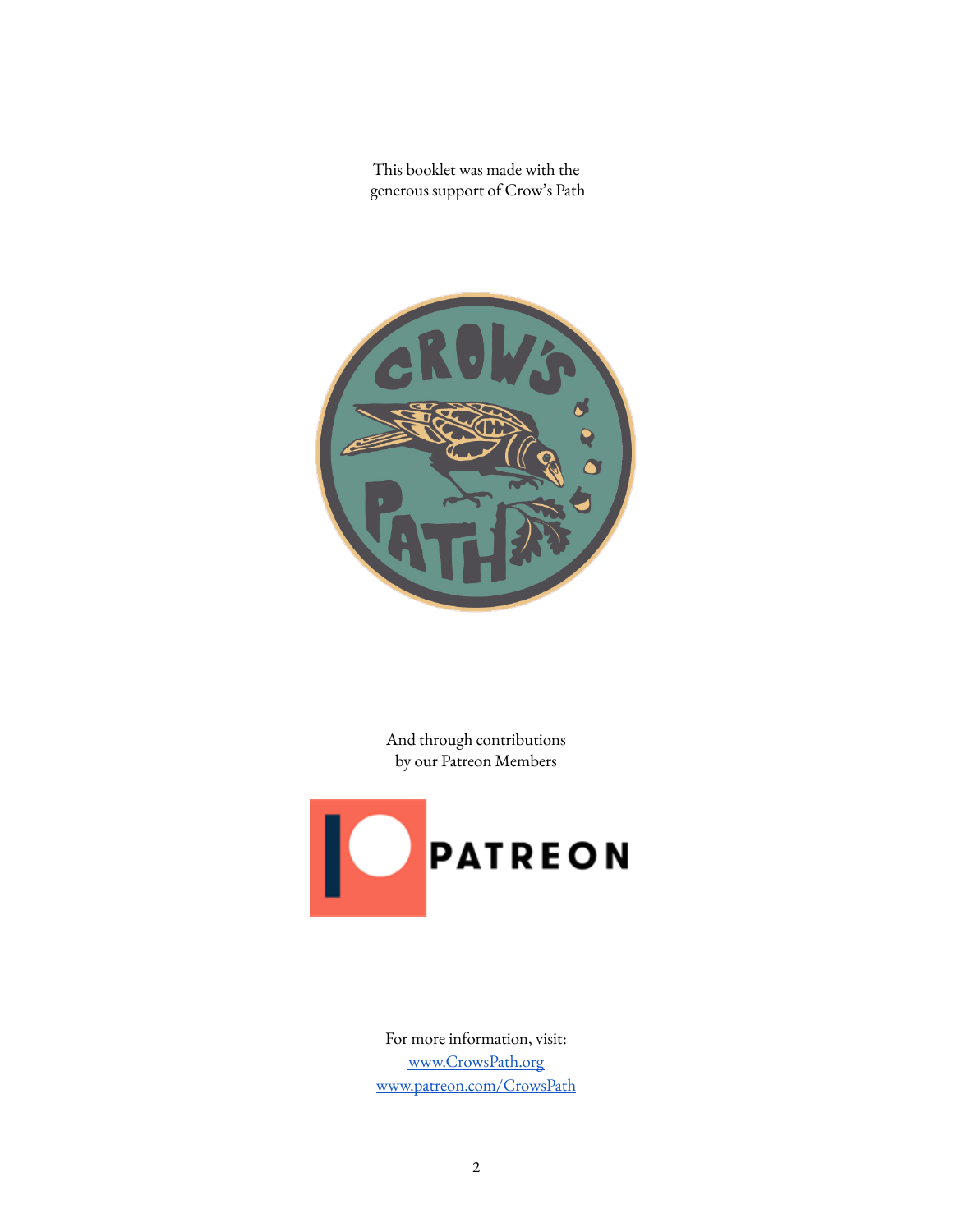This booklet was made with the
generous support of Crow's Path

And through contributions
by our Patreon Members

For more information, visit:
[www.CrowsPath.org](http://www.CrowsPath.org)
[www.patreon.com/CrowsPath](http://www.patreon.com/CrowsPath)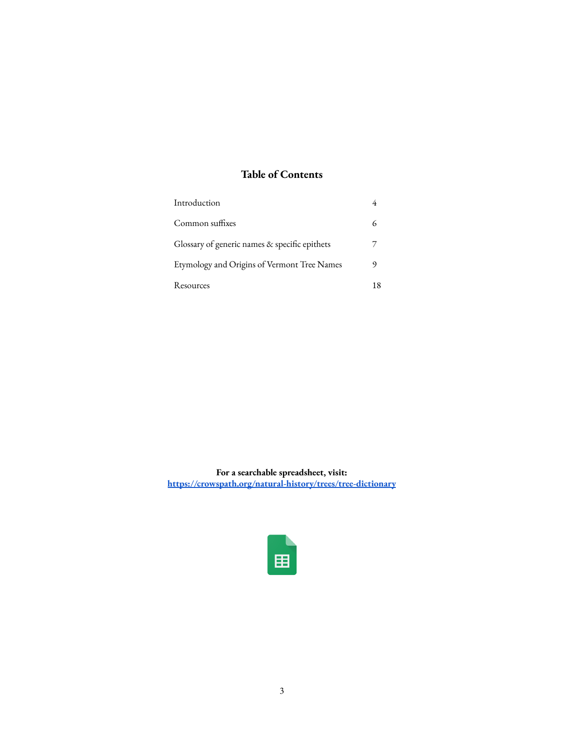## Table of Contents

| | |
|---|---|
| Introduction | 4 |
| Common suffixes | 6 |
| Glossary of generic names & specific epithets | 7 |
| Etymology and Origins of Vermont Tree Names | 9 |
| Resources | 18 |

**For a searchable spreadsheet, visit:**
**[https://crowspath.org/natural-history/trees/tree-dictionary](https://crowspath.org/natural-history/trees/tree-dictionary)**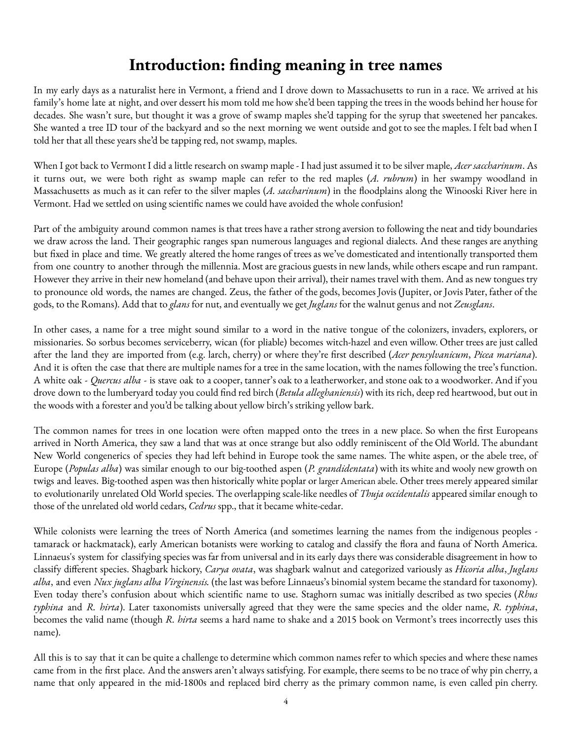# Introduction: finding meaning in tree names

In my early days as a naturalist here in Vermont, a friend and I drove down to Massachusetts to run in a race. We arrived at his family's home late at night, and over dessert his mom told me how she'd been tapping the trees in the woods behind her house for decades. She wasn't sure, but thought it was a grove of swamp maples she'd tapping for the syrup that sweetened her pancakes. She wanted a tree ID tour of the backyard and so the next morning we went outside and got to see the maples. I felt bad when I told her that all these years she'd be tapping red, not swamp, maples.

When I got back to Vermont I did a little research on swamp maple - I had just assumed it to be silver maple, *Acer saccharinum*. As it turns out, we were both right as swamp maple can refer to the red maples (*A. rubrum*) in her swampy woodland in Massachusetts as much as it can refer to the silver maples (*A. saccharinum*) in the floodplains along the Winooski River here in Vermont. Had we settled on using scientific names we could have avoided the whole confusion!

Part of the ambiguity around common names is that trees have a rather strong aversion to following the neat and tidy boundaries we draw across the land. Their geographic ranges span numerous languages and regional dialects. And these ranges are anything but fixed in place and time. We greatly altered the home ranges of trees as we've domesticated and intentionally transported them from one country to another through the millennia. Most are gracious guests in new lands, while others escape and run rampant. However they arrive in their new homeland (and behave upon their arrival), their names travel with them. And as new tongues try to pronounce old words, the names are changed. Zeus, the father of the gods, becomes Jovis (Jupiter, or Jovis Pater, father of the gods, to the Romans). Add that to *glans* for nut, and eventually we get *Juglans* for the walnut genus and not *Zeusglans*.

In other cases, a name for a tree might sound similar to a word in the native tongue of the colonizers, invaders, explorers, or missionaries. So sorbus becomes serviceberry, wican (for pliable) becomes witch-hazel and even willow. Other trees are just called after the land they are imported from (e.g. larch, cherry) or where they're first described (*Acer pensylvanicum*, *Picea mariana*). And it is often the case that there are multiple names for a tree in the same location, with the names following the tree's function. A white oak - *Quercus alba* - is stave oak to a cooper, tanner's oak to a leatherworker, and stone oak to a woodworker. And if you drove down to the lumberyard today you could find red birch (*Betula alleghaniensis*) with its rich, deep red heartwood, but out in the woods with a forester and you'd be talking about yellow birch's striking yellow bark.

The common names for trees in one location were often mapped onto the trees in a new place. So when the first Europeans arrived in North America, they saw a land that was at once strange but also oddly reminiscent of the Old World. The abundant New World congenerics of species they had left behind in Europe took the same names. The white aspen, or the abele tree, of Europe (*Populas alba*) was similar enough to our big-toothed aspen (*P. grandidentata*) with its white and wooly new growth on twigs and leaves. Big-toothed aspen was then historically white poplar or larger American abele. Other trees merely appeared similar to evolutionarily unrelated Old World species. The overlapping scale-like needles of *Thuja occidentalis* appeared similar enough to those of the unrelated old world cedars, *Cedrus* spp., that it became white-cedar.

While colonists were learning the trees of North America (and sometimes learning the names from the indigenous peoples - tamarack or hackmatack), early American botanists were working to catalog and classify the flora and fauna of North America. Linnaeus's system for classifying species was far from universal and in its early days there was considerable disagreement in how to classify different species. Shagbark hickory, *Carya ovata*, was shagbark walnut and categorized variously as *Hicoria alba*, *Juglans alba*, and even *Nux juglans alba Virginensis.* (the last was before Linnaeus's binomial system became the standard for taxonomy). Even today there's confusion about which scientific name to use. Staghorn sumac was initially described as two species (*Rhus typhina* and *R. hirta*). Later taxonomists universally agreed that they were the same species and the older name, *R. typhina*, becomes the valid name (though *R. hirta* seems a hard name to shake and a 2015 book on Vermont's trees incorrectly uses this name).

All this is to say that it can be quite a challenge to determine which common names refer to which species and where these names came from in the first place. And the answers aren't always satisfying. For example, there seems to be no trace of why pin cherry, a name that only appeared in the mid-1800s and replaced bird cherry as the primary common name, is even called pin cherry.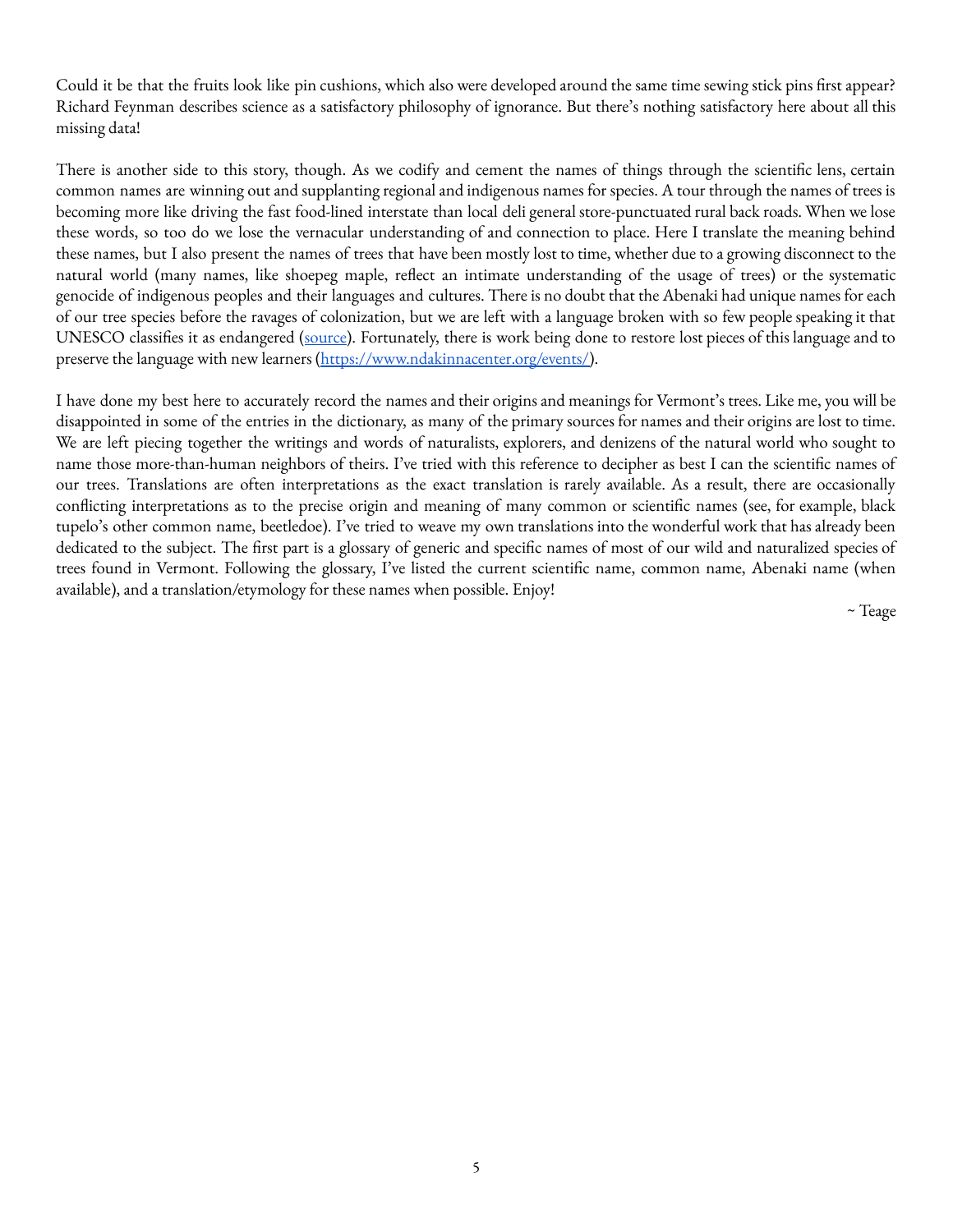Could it be that the fruits look like pin cushions, which also were developed around the same time sewing stick pins first appear? Richard Feynman describes science as a satisfactory philosophy of ignorance. But there's nothing satisfactory here about all this missing data!

There is another side to this story, though. As we codify and cement the names of things through the scientific lens, certain common names are winning out and supplanting regional and indigenous names for species. A tour through the names of trees is becoming more like driving the fast food-lined interstate than local deli general store-punctuated rural back roads. When we lose these words, so too do we lose the vernacular understanding of and connection to place. Here I translate the meaning behind these names, but I also present the names of trees that have been mostly lost to time, whether due to a growing disconnect to the natural world (many names, like shoepeg maple, reflect an intimate understanding of the usage of trees) or the systematic genocide of indigenous peoples and their languages and cultures. There is no doubt that the Abenaki had unique names for each of our tree species before the ravages of colonization, but we are left with a language broken with so few people speaking it that UNESCO classifies it as endangered ([source]). Fortunately, there is work being done to restore lost pieces of this language and to preserve the language with new learners ([https://www.ndakinnacenter.org/events/](https://www.ndakinnacenter.org/events/)).

I have done my best here to accurately record the names and their origins and meanings for Vermont's trees. Like me, you will be disappointed in some of the entries in the dictionary, as many of the primary sources for names and their origins are lost to time. We are left piecing together the writings and words of naturalists, explorers, and denizens of the natural world who sought to name those more-than-human neighbors of theirs. I've tried with this reference to decipher as best I can the scientific names of our trees. Translations are often interpretations as the exact translation is rarely available. As a result, there are occasionally conflicting interpretations as to the precise origin and meaning of many common or scientific names (see, for example, black tupelo's other common name, beetledoe). I've tried to weave my own translations into the wonderful work that has already been dedicated to the subject. The first part is a glossary of generic and specific names of most of our wild and naturalized species of trees found in Vermont. Following the glossary, I've listed the current scientific name, common name, Abenaki name (when available), and a translation/etymology for these names when possible. Enjoy!

~ Teage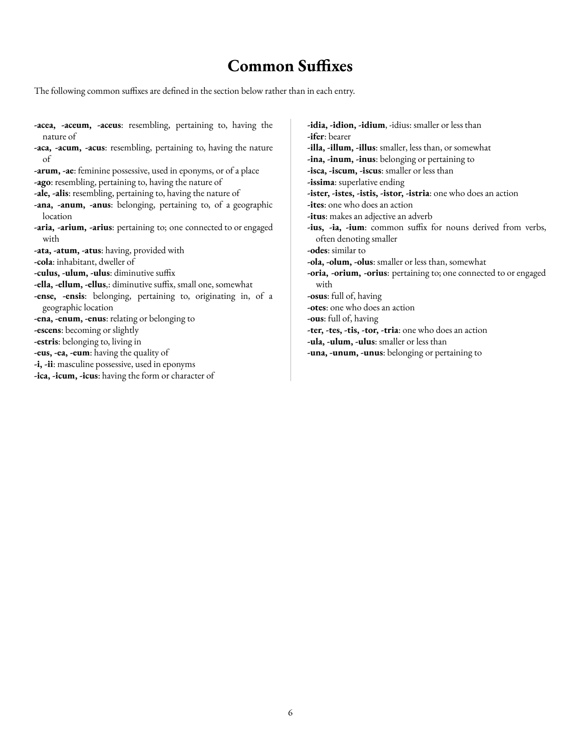# Common Suffixes

The following common suffixes are defined in the section below rather than in each entry.

**-acea, -aceum, -aceus**: resembling, pertaining to, having the nature of

**-aca, -acum, -acus**: resembling, pertaining to, having the nature of

**-arum, -ae**: feminine possessive, used in eponyms, or of a place

**-ago**: resembling, pertaining to, having the nature of

**-ale, -alis**: resembling, pertaining to, having the nature of

**-ana, -anum, -anus**: belonging, pertaining to, of a geographic location

**-aria, -arium, -arius**: pertaining to; one connected to or engaged with

**-ata, -atum, -atus**: having, provided with

**-cola**: inhabitant, dweller of

**-culus, -ulum, -ulus**: diminutive suffix

**-ella, -ellum, -ellus**,: diminutive suffix, small one, somewhat

**-ense, -ensis**: belonging, pertaining to, originating in, of a geographic location

**-ena, -enum, -enus**: relating or belonging to

**-escens**: becoming or slightly

**-estris**: belonging to, living in

**-eus, -ea, -eum**: having the quality of

**-i, -ii**: masculine possessive, used in eponyms

**-ica, -icum, -icus**: having the form or character of

**-idia, -idion, -idium**, -idius: smaller or less than

**-ifer**: bearer

**-illa, -illum, -illus**: smaller, less than, or somewhat

**-ina, -inum, -inus**: belonging or pertaining to

**-isca, -iscum, -iscus**: smaller or less than

**-issima**: superlative ending

**-ister, -istes, -istis, -istor, -istria**: one who does an action

**-ites**: one who does an action

**-itus**: makes an adjective an adverb

**-ius, -ia, -ium**: common suffix for nouns derived from verbs, often denoting smaller

**-odes**: similar to

**-ola, -olum, -olus**: smaller or less than, somewhat

**-oria, -orium, -orius**: pertaining to; one connected to or engaged with

**-osus**: full of, having

**-otes**: one who does an action

**-ous**: full of, having

**-ter, -tes, -tis, -tor, -tria**: one who does an action

**-ula, -ulum, -ulus**: smaller or less than

**-una, -unum, -unus**: belonging or pertaining to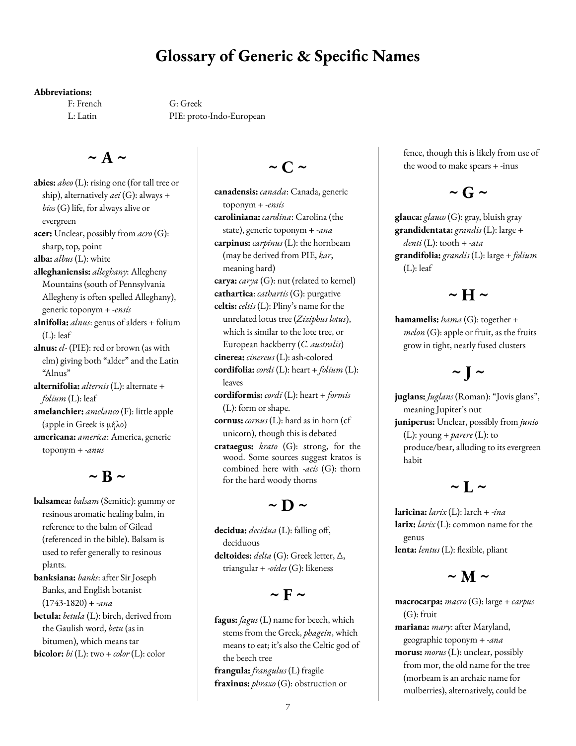# Glossary of Generic & Specific Names

**Abbreviations:**

F: French
G: Greek
L: Latin
PIE: proto-Indo-European

## ~ A ~

**abies:** *abeo* (L): rising one (for tall tree or ship), alternatively *aei* (G): always + *bios* (G) life, for always alive or evergreen

**acer:** Unclear, possibly from *acro* (G): sharp, top, point

**alba:** *albus* (L): white

**alleghaniensis:** *alleghany*: Allegheny Mountains (south of Pennsylvania Allegheny is often spelled Alleghany), generic toponym + *-ensis*

**alnifolia:** *alnus*: genus of alders + folium (L): leaf

**alnus:** *el-* (PIE): red or brown (as with elm) giving both "alder" and the Latin "Alnus"

**alternifolia:** *alternis* (L): alternate + *folium* (L): leaf

**amelanchier:** *amelanco* (F): little apple (apple in Greek is μήλο)

**americana:** *america*: America, generic toponym + *-anus*

## ~ B ~

**balsamea:** *balsam* (Semitic): gummy or resinous aromatic healing balm, in reference to the balm of Gilead (referenced in the bible). Balsam is used to refer generally to resinous plants.

**banksiana:** *banks*: after Sir Joseph Banks, and English botanist (1743-1820) + *-ana*

**betula:** *betula* (L): birch, derived from the Gaulish word, *betu* (as in bitumen), which means tar

**bicolor:** *bi* (L): two + *color* (L): color

## ~ C ~

**canadensis:** *canada*: Canada, generic toponym + *-ensis*

**caroliniana:** *carolina*: Carolina (the state), generic toponym + *-ana*

**carpinus:** *carpinus* (L): the hornbeam (may be derived from PIE, *kar*, meaning hard)

**carya:** *carya* (G): nut (related to kernel)

**cathartica**: *cathartis* (G): purgative

**celtis:** *celtis* (L): Pliny's name for the unrelated lotus tree (*Ziziphus lotus*), which is similar to the lote tree, or European hackberry (*C. australis*)

**cinerea:** *cinereus* (L): ash-colored

**cordifolia:** *cordi* (L): heart + *folium* (L): leaves

**cordiformis:** *cordi* (L): heart + *formis* (L): form or shape.

**cornus:** *cornus* (L): hard as in horn (cf unicorn), though this is debated

**crataegus:** *krato* (G): strong, for the wood. Some sources suggest kratos is combined here with *-acis* (G): thorn for the hard woody thorns

## ~ D ~

**decidua:** *decidua* (L): falling off, deciduous

**deltoides:** *delta* (G): Greek letter, Δ, triangular + *-oides* (G): likeness

## ~ F ~

**fagus:** *fagus* (L) name for beech, which stems from the Greek, *phagein*, which means to eat; it's also the Celtic god of the beech tree

**frangula:** *frangulus* (L) fragile

**fraxinus:** *phraxo* (G): obstruction or fence, though this is likely from use of the wood to make spears + -inus

## ~ G ~

**glauca:** *glauco* (G): gray, bluish gray

**grandidentata:** *grandis* (L): large + *denti* (L): tooth + *-ata*

**grandifolia:** *grandis* (L): large + *folium* (L): leaf

## ~ H ~

**hamamelis:** *hama* (G): together + *melon* (G): apple or fruit, as the fruits grow in tight, nearly fused clusters

## ~ J ~

**juglans:** *Juglans* (Roman): "Jovis glans", meaning Jupiter's nut

**juniperus:** Unclear, possibly from *junio* (L): young + *parere* (L): to produce/bear, alluding to its evergreen habit

## ~ L ~

**laricina:** *larix* (L): larch + *-ina*

**larix:** *larix* (L): common name for the genus

**lenta:** *lentus* (L): flexible, pliant

## ~ M ~

**macrocarpa:** *macro* (G): large + *carpus* (G): fruit

**mariana:** *mary*: after Maryland, geographic toponym + *-ana*

**morus:** *morus* (L): unclear, possibly from mor, the old name for the tree (morbeam is an archaic name for mulberries), alternatively, could be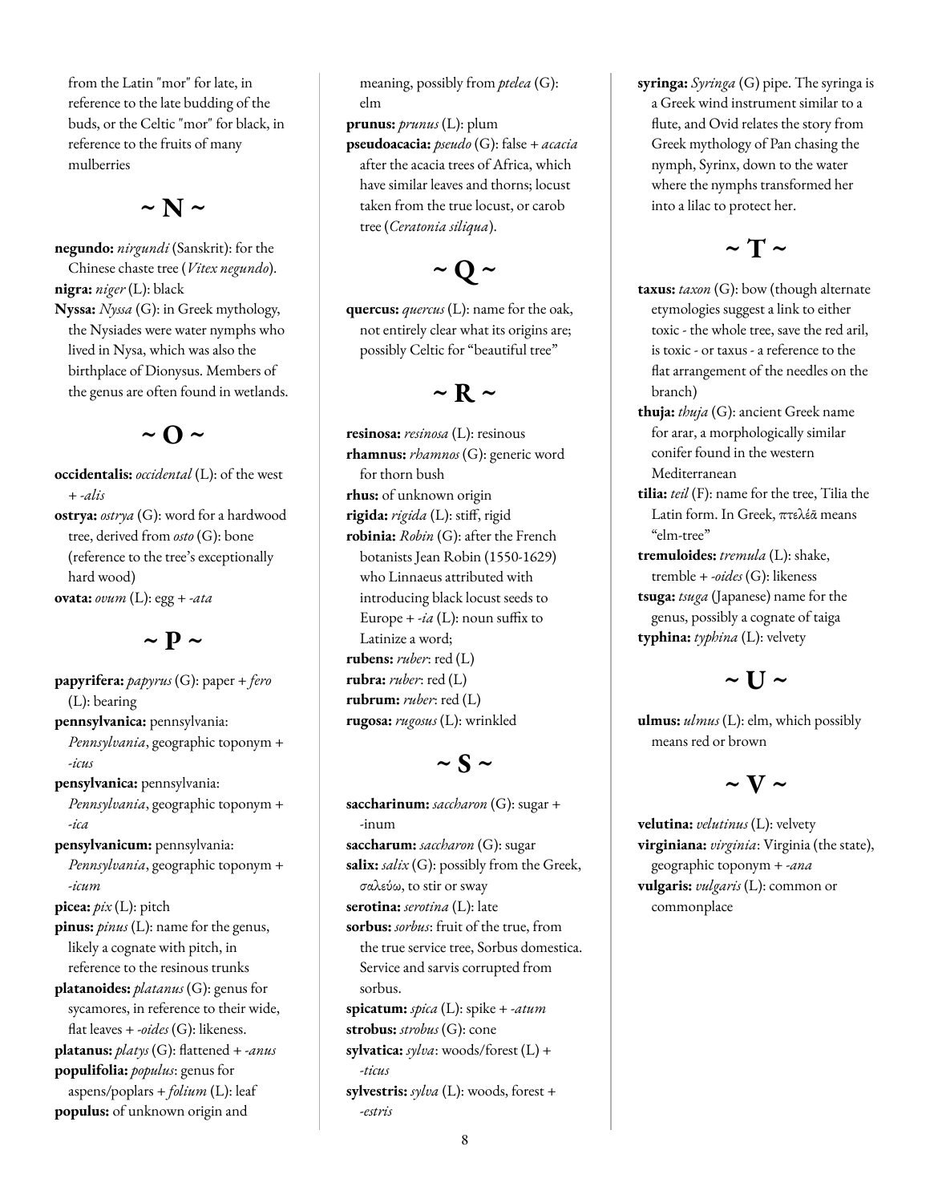from the Latin "mor" for late, in reference to the late budding of the buds, or the Celtic "mor" for black, in reference to the fruits of many mulberries

## ~ N ~

**negundo:** *nirgundi* (Sanskrit): for the Chinese chaste tree (*Vitex negundo*).
**nigra:** *niger* (L): black
**Nyssa:** *Nyssa* (G): in Greek mythology, the Nysiades were water nymphs who lived in Nysa, which was also the birthplace of Dionysus. Members of the genus are often found in wetlands.

## ~ O ~

**occidentalis:** *occidental* (L): of the west + *-alis*
**ostrya:** *ostrya* (G): word for a hardwood tree, derived from *osto* (G): bone (reference to the tree's exceptionally hard wood)
**ovata:** *ovum* (L): egg + *-ata*

## ~ P ~

**papyrifera:** *papyrus* (G): paper + *fero* (L): bearing
**pennsylvanica:** pennsylvania: *Pennsylvania*, geographic toponym + *-icus*
**pensylvanica:** pennsylvania: *Pennsylvania*, geographic toponym + *-ica*
**pensylvanicum:** pennsylvania: *Pennsylvania*, geographic toponym + *-icum*
**picea:** *pix* (L): pitch
**pinus:** *pinus* (L): name for the genus, likely a cognate with pitch, in reference to the resinous trunks
**platanoides:** *platanus* (G): genus for sycamores, in reference to their wide, flat leaves + *-oides* (G): likeness.
**platanus:** *platys* (G): flattened + *-anus*
**populifolia:** *populus*: genus for aspens/poplars + *folium* (L): leaf
**populus:** of unknown origin and meaning, possibly from *ptelea* (G): elm
**prunus:** *prunus* (L): plum
**pseudoacacia:** *pseudo* (G): false + *acacia* after the acacia trees of Africa, which have similar leaves and thorns; locust taken from the true locust, or carob tree (*Ceratonia siliqua*).

## ~ Q ~

**quercus:** *quercus* (L): name for the oak, not entirely clear what its origins are; possibly Celtic for "beautiful tree"

## ~ R ~

**resinosa:** *resinosa* (L): resinous
**rhamnus:** *rhamnos* (G): generic word for thorn bush
**rhus:** of unknown origin
**rigida:** *rigida* (L): stiff, rigid
**robinia:** *Robin* (G): after the French botanists Jean Robin (1550-1629) who Linnaeus attributed with introducing black locust seeds to Europe + *-ia* (L): noun suffix to Latinize a word;
**rubens:** *ruber*: red (L)
**rubra:** *ruber*: red (L)
**rubrum:** *ruber*: red (L)
**rugosa:** *rugosus* (L): wrinkled

## ~ S ~

**saccharinum:** *saccharon* (G): sugar + -inum
**saccharum:** *saccharon* (G): sugar
**salix:** *salix* (G): possibly from the Greek, σαλεύω, to stir or sway
**serotina:** *serotina* (L): late
**sorbus:** *sorbus*: fruit of the true, from the true service tree, Sorbus domestica. Service and sarvis corrupted from sorbus.
**spicatum:** *spica* (L): spike + *-atum*
**strobus:** *strobus* (G): cone
**sylvatica:** *sylva*: woods/forest (L) + *-ticus*
**sylvestris:** *sylva* (L): woods, forest + *-estris*
**syringa:** *Syringa* (G) pipe. The syringa is a Greek wind instrument similar to a flute, and Ovid relates the story from Greek mythology of Pan chasing the nymph, Syrinx, down to the water where the nymphs transformed her into a lilac to protect her.

## ~ T ~

**taxus:** *taxon* (G): bow (though alternate etymologies suggest a link to either toxic - the whole tree, save the red aril, is toxic - or taxus - a reference to the flat arrangement of the needles on the branch)
**thuja:** *thuja* (G): ancient Greek name for arar, a morphologically similar conifer found in the western Mediterranean
**tilia:** *teil* (F): name for the tree, Tilia the Latin form. In Greek, πτελέᾶ means "elm-tree"
**tremuloides:** *tremula* (L): shake, tremble + *-oides* (G): likeness
**tsuga:** *tsuga* (Japanese) name for the genus, possibly a cognate of taiga
**typhina:** *typhina* (L): velvety

## ~ U ~

**ulmus:** *ulmus* (L): elm, which possibly means red or brown

## ~ V ~

**velutina:** *velutinus* (L): velvety
**virginiana:** *virginia*: Virginia (the state), geographic toponym + *-ana*
**vulgaris:** *vulgaris* (L): common or commonplace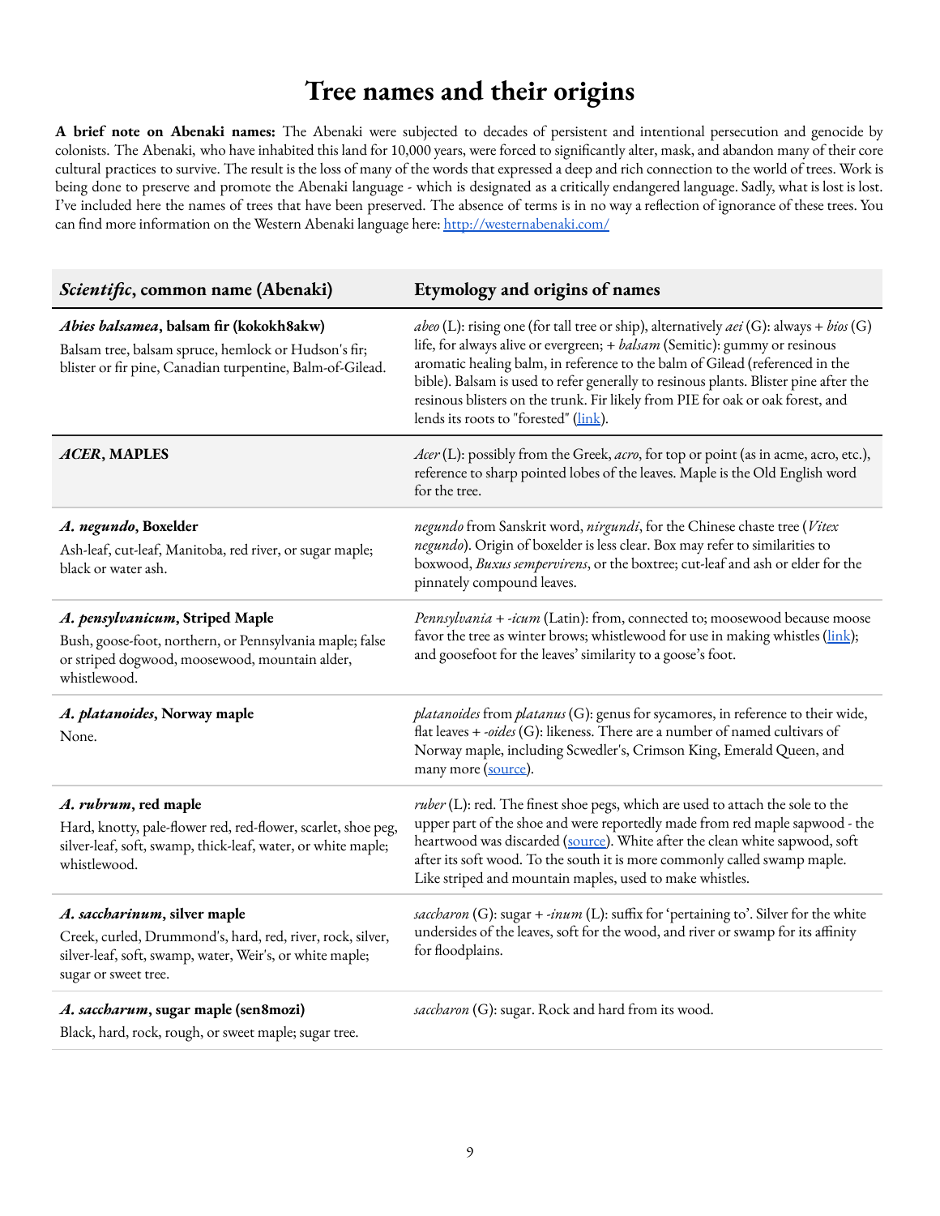# Tree names and their origins

**A brief note on Abenaki names:** The Abenaki were subjected to decades of persistent and intentional persecution and genocide by colonists. The Abenaki, who have inhabited this land for 10,000 years, were forced to significantly alter, mask, and abandon many of their core cultural practices to survive. The result is the loss of many of the words that expressed a deep and rich connection to the world of trees. Work is being done to preserve and promote the Abenaki language - which is designated as a critically endangered language. Sadly, what is lost is lost. I've included here the names of trees that have been preserved. The absence of terms is in no way a reflection of ignorance of these trees. You can find more information on the Western Abenaki language here: [http://westernabenaki.com/](http://westernabenaki.com/)

| ***Scientific*, common name (Abenaki)** | **Etymology and origins of names** |
|---|---|
| ***Abies balsamea*, balsam fir (kokokh8akw)**<br>Balsam tree, balsam spruce, hemlock or Hudson's fir; blister or fir pine, Canadian turpentine, Balm-of-Gilead. | *abeo* (L): rising one (for tall tree or ship), alternatively *aei* (G): always + *bios* (G) life, for always alive or evergreen; + *balsam* (Semitic): gummy or resinous aromatic healing balm, in reference to the balm of Gilead (referenced in the bible). Balsam is used to refer generally to resinous plants. Blister pine after the resinous blisters on the trunk. Fir likely from PIE for oak or oak forest, and lends its roots to "forested" (link). |
| ***ACER*, MAPLES** | *Acer* (L): possibly from the Greek, *acro*, for top or point (as in acme, acro, etc.), reference to sharp pointed lobes of the leaves. Maple is the Old English word for the tree. |
| ***A. negundo*, Boxelder**<br>Ash-leaf, cut-leaf, Manitoba, red river, or sugar maple; black or water ash. | *negundo* from Sanskrit word, *nirgundi*, for the Chinese chaste tree (*Vitex negundo*). Origin of boxelder is less clear. Box may refer to similarities to boxwood, *Buxus sempervirens*, or the boxtree; cut-leaf and ash or elder for the pinnately compound leaves. |
| ***A. pensylvanicum*, Striped Maple**<br>Bush, goose-foot, northern, or Pennsylvania maple; false or striped dogwood, moosewood, mountain alder, whistlewood. | *Pennsylvania* + *-icum* (Latin): from, connected to; moosewood because moose favor the tree as winter brows; whistlewood for use in making whistles (link); and goosefoot for the leaves' similarity to a goose's foot. |
| ***A. platanoides*, Norway maple**<br>None. | *platanoides* from *platanus* (G): genus for sycamores, in reference to their wide, flat leaves + *-oides* (G): likeness. There are a number of named cultivars of Norway maple, including Scwedler's, Crimson King, Emerald Queen, and many more (source). |
| ***A. rubrum*, red maple**<br>Hard, knotty, pale-flower red, red-flower, scarlet, shoe peg, silver-leaf, soft, swamp, thick-leaf, water, or white maple; whistlewood. | *ruber* (L): red. The finest shoe pegs, which are used to attach the sole to the upper part of the shoe and were reportedly made from red maple sapwood - the heartwood was discarded (source). White after the clean white sapwood, soft after its soft wood. To the south it is more commonly called swamp maple. Like striped and mountain maples, used to make whistles. |
| ***A. saccharinum*, silver maple**<br>Creek, curled, Drummond's, hard, red, river, rock, silver, silver-leaf, soft, swamp, water, Weir's, or white maple; sugar or sweet tree. | *saccharon* (G): sugar + *-inum* (L): suffix for 'pertaining to'. Silver for the white undersides of the leaves, soft for the wood, and river or swamp for its affinity for floodplains. |
| ***A. saccharum*, sugar maple (sen8mozi)**<br>Black, hard, rock, rough, or sweet maple; sugar tree. | *saccharon* (G): sugar. Rock and hard from its wood. |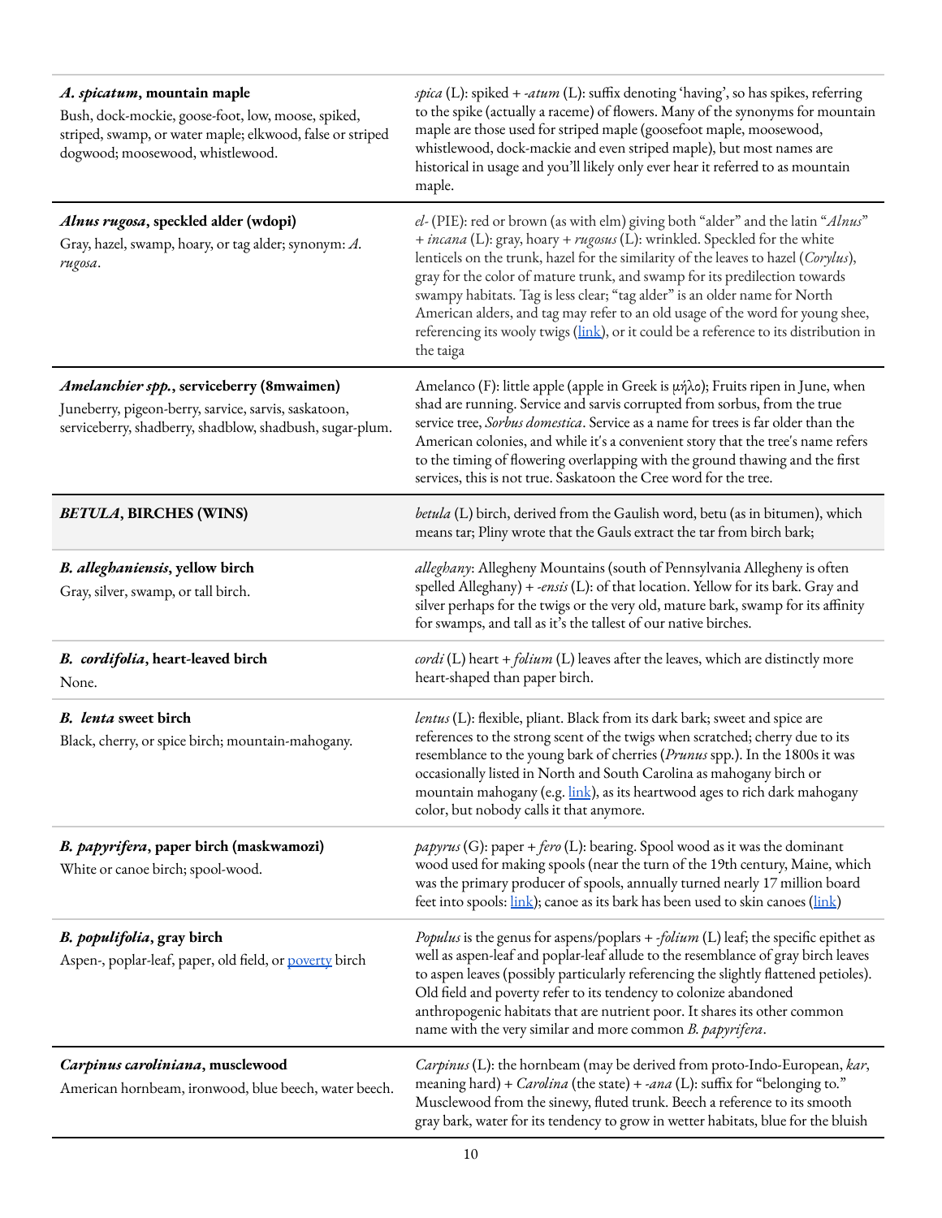| | |
|---|---|
| ***A. spicatum*, mountain maple**<br>Bush, dock-mockie, goose-foot, low, moose, spiked, striped, swamp, or water maple; elkwood, false or striped dogwood; moosewood, whistlewood. | *spica* (L): spiked + *-atum* (L): suffix denoting 'having', so has spikes, referring to the spike (actually a raceme) of flowers. Many of the synonyms for mountain maple are those used for striped maple (goosefoot maple, moosewood, whistlewood, dock-mackie and even striped maple), but most names are historical in usage and you'll likely only ever hear it referred to as mountain maple. |
| ***Alnus rugosa*, speckled alder (wdopi)**<br>Gray, hazel, swamp, hoary, or tag alder; synonym: *A. rugosa*. | *el-* (PIE): red or brown (as with elm) giving both "alder" and the latin "*Alnus*" + *incana* (L): gray, hoary + *rugosus* (L): wrinkled. Speckled for the white lenticels on the trunk, hazel for the similarity of the leaves to hazel (*Corylus*), gray for the color of mature trunk, and swamp for its predilection towards swampy habitats. Tag is less clear; "tag alder" is an older name for North American alders, and tag may refer to an old usage of the word for young shee, referencing its wooly twigs (link), or it could be a reference to its distribution in the taiga |
| ***Amelanchier spp.*, serviceberry (8mwaimen)**<br>Juneberry, pigeon-berry, service, sarvis, saskatoon, serviceberry, shadberry, shadblow, shadbush, sugar-plum. | Amelanco (F): little apple (apple in Greek is μήλο); Fruits ripen in June, when shad are running. Service and sarvis corrupted from sorbus, from the true service tree, *Sorbus domestica*. Service as a name for trees is far older than the American colonies, and while it's a convenient story that the tree's name refers to the timing of flowering overlapping with the ground thawing and the first services, this is not true. Saskatoon the Cree word for the tree. |
| ***BETULA*, BIRCHES (WINS)** | *betula* (L) birch, derived from the Gaulish word, betu (as in bitumen), which means tar; Pliny wrote that the Gauls extract the tar from birch bark; |
| ***B. alleghaniensis*, yellow birch**<br>Gray, silver, swamp, or tall birch. | *alleghany*: Allegheny Mountains (south of Pennsylvania Allegheny is often spelled Alleghany) + *-ensis* (L): of that location. Yellow for its bark. Gray and silver perhaps for the twigs or the very old, mature bark, swamp for its affinity for swamps, and tall as it's the tallest of our native birches. |
| ***B. cordifolia*, heart-leaved birch**<br>None. | *cordi* (L) heart + *folium* (L) leaves after the leaves, which are distinctly more heart-shaped than paper birch. |
| ***B. lenta* sweet birch**<br>Black, cherry, or spice birch; mountain-mahogany. | *lentus* (L): flexible, pliant. Black from its dark bark; sweet and spice are references to the strong scent of the twigs when scratched; cherry due to its resemblance to the young bark of cherries (*Prunus* spp.). In the 1800s it was occasionally listed in North and South Carolina as mahogany birch or mountain mahogany (e.g. link), as its heartwood ages to rich dark mahogany color, but nobody calls it that anymore. |
| ***B. papyrifera*, paper birch (maskwamozi)**<br>White or canoe birch; spool-wood. | *papyrus* (G): paper + *fero* (L): bearing. Spool wood as it was the dominant wood used for making spools (near the turn of the 19th century, Maine, which was the primary producer of spools, annually turned nearly 17 million board feet into spools: link); canoe as its bark has been used to skin canoes (link) |
| ***B. populifolia*, gray birch**<br>Aspen-, poplar-leaf, paper, old field, or poverty birch | *Populus* is the genus for aspens/poplars + *-folium* (L) leaf; the specific epithet as well as aspen-leaf and poplar-leaf allude to the resemblance of gray birch leaves to aspen leaves (possibly particularly referencing the slightly flattened petioles). Old field and poverty refer to its tendency to colonize abandoned anthropogenic habitats that are nutrient poor. It shares its other common name with the very similar and more common *B. papyrifera*. |
| ***Carpinus caroliniana*, musclewood**<br>American hornbeam, ironwood, blue beech, water beech. | *Carpinus* (L): the hornbeam (may be derived from proto-Indo-European, *kar*, meaning hard) + *Carolina* (the state) + *-ana* (L): suffix for "belonging to." Musclewood from the sinewy, fluted trunk. Beech a reference to its smooth gray bark, water for its tendency to grow in wetter habitats, blue for the bluish |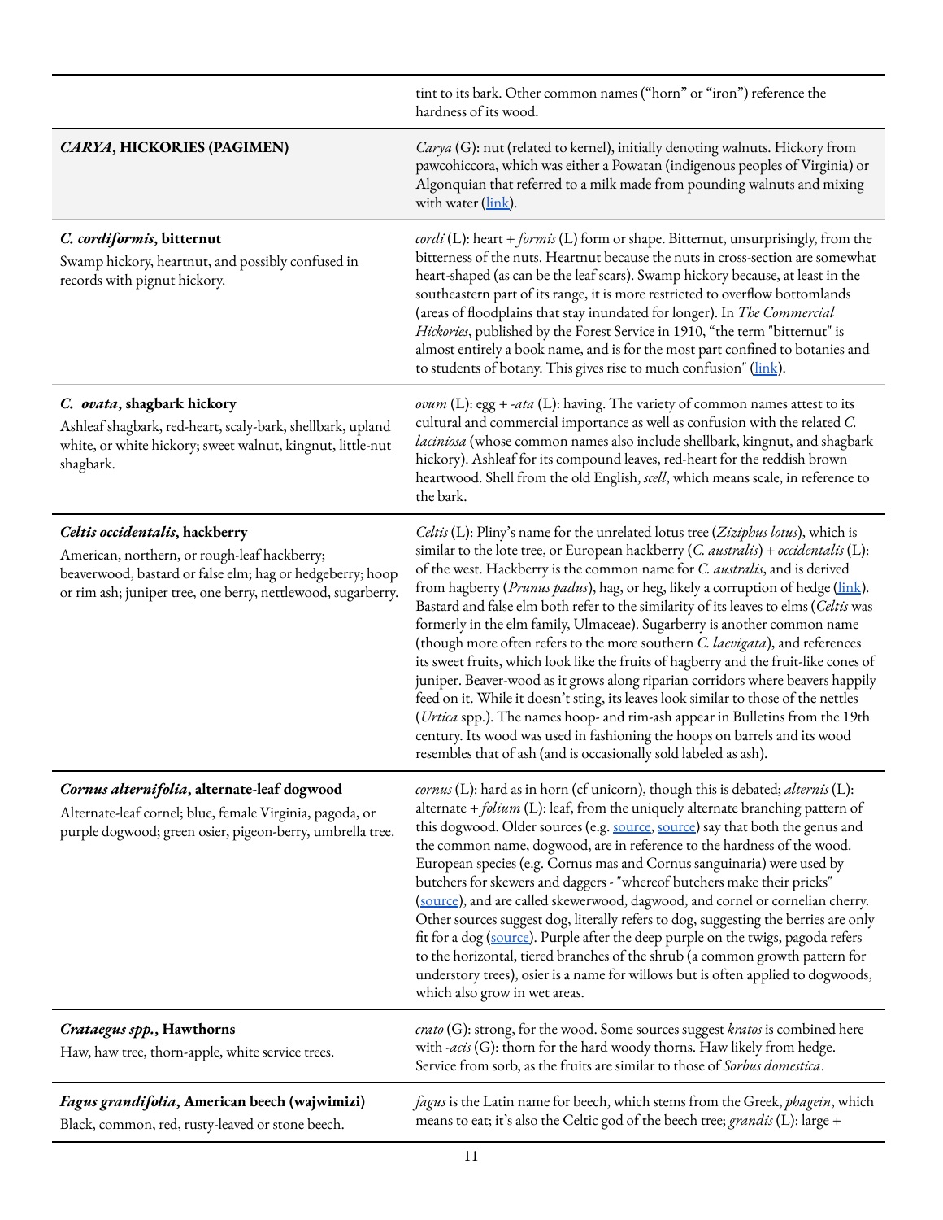| | |
|---|---|
| | tint to its bark. Other common names ("horn" or "iron") reference the hardness of its wood. |
| ***CARYA*, HICKORIES (PAGIMEN)** | *Carya* (G): nut (related to kernel), initially denoting walnuts. Hickory from pawcohiccora, which was either a Powatan (indigenous peoples of Virginia) or Algonquian that referred to a milk made from pounding walnuts and mixing with water ([link](link)). |
| ***C. cordiformis*, bitternut**<br>Swamp hickory, heartnut, and possibly confused in records with pignut hickory. | *cordi* (L): heart + *formis* (L) form or shape. Bitternut, unsurprisingly, from the bitterness of the nuts. Heartnut because the nuts in cross-section are somewhat heart-shaped (as can be the leaf scars). Swamp hickory because, at least in the southeastern part of its range, it is more restricted to overflow bottomlands (areas of floodplains that stay inundated for longer). In *The Commercial Hickories*, published by the Forest Service in 1910, "the term "bitternut" is almost entirely a book name, and is for the most part confined to botanies and to students of botany. This gives rise to much confusion" ([link](link)). |
| ***C. ovata*, shagbark hickory**<br>Ashleaf shagbark, red-heart, scaly-bark, shellbark, upland white, or white hickory; sweet walnut, kingnut, little-nut shagbark. | *ovum* (L): egg + *-ata* (L): having. The variety of common names attest to its cultural and commercial importance as well as confusion with the related *C. laciniosa* (whose common names also include shellbark, kingnut, and shagbark hickory). Ashleaf for its compound leaves, red-heart for the reddish brown heartwood. Shell from the old English, *scell*, which means scale, in reference to the bark. |
| ***Celtis occidentalis*, hackberry**<br>American, northern, or rough-leaf hackberry; beaverwood, bastard or false elm; hag or hedgeberry; hoop or rim ash; juniper tree, one berry, nettlewood, sugarberry. | *Celtis* (L): Pliny's name for the unrelated lotus tree (*Ziziphus lotus*), which is similar to the lote tree, or European hackberry (*C. australis*) + *occidentalis* (L): of the west. Hackberry is the common name for *C. australis*, and is derived from hagberry (*Prunus padus*), hag, or heg, likely a corruption of hedge ([link](link)). Bastard and false elm both refer to the similarity of its leaves to elms (*Celtis* was formerly in the elm family, Ulmaceae). Sugarberry is another common name (though more often refers to the more southern *C. laevigata*), and references its sweet fruits, which look like the fruits of hagberry and the fruit-like cones of juniper. Beaver-wood as it grows along riparian corridors where beavers happily feed on it. While it doesn't sting, its leaves look similar to those of the nettles (*Urtica* spp.). The names hoop- and rim-ash appear in Bulletins from the 19th century. Its wood was used in fashioning the hoops on barrels and its wood resembles that of ash (and is occasionally sold labeled as ash). |
| ***Cornus alternifolia*, alternate-leaf dogwood**<br>Alternate-leaf cornel; blue, female Virginia, pagoda, or purple dogwood; green osier, pigeon-berry, umbrella tree. | *cornus* (L): hard as in horn (cf unicorn), though this is debated; *alternis* (L): alternate + *folium* (L): leaf, from the uniquely alternate branching pattern of this dogwood. Older sources (e.g. [source](source), [source](source)) say that both the genus and the common name, dogwood, are in reference to the hardness of the wood. European species (e.g. Cornus mas and Cornus sanguinaria) were used by butchers for skewers and daggers - "whereof butchers make their pricks" ([source](source)), and are called skewerwood, dagwood, and cornel or cornelian cherry. Other sources suggest dog, literally refers to dog, suggesting the berries are only fit for a dog ([source](source)). Purple after the deep purple on the twigs, pagoda refers to the horizontal, tiered branches of the shrub (a common growth pattern for understory trees), osier is a name for willows but is often applied to dogwoods, which also grow in wet areas. |
| ***Crataegus spp.*, Hawthorns**<br>Haw, haw tree, thorn-apple, white service trees. | *crato* (G): strong, for the wood. Some sources suggest *kratos* is combined here with *-acis* (G): thorn for the hard woody thorns. Haw likely from hedge. Service from sorb, as the fruits are similar to those of *Sorbus domestica*. |
| ***Fagus grandifolia*, American beech (wajwimizi)**<br>Black, common, red, rusty-leaved or stone beech. | *fagus* is the Latin name for beech, which stems from the Greek, *phagein*, which means to eat; it's also the Celtic god of the beech tree; *grandis* (L): large + |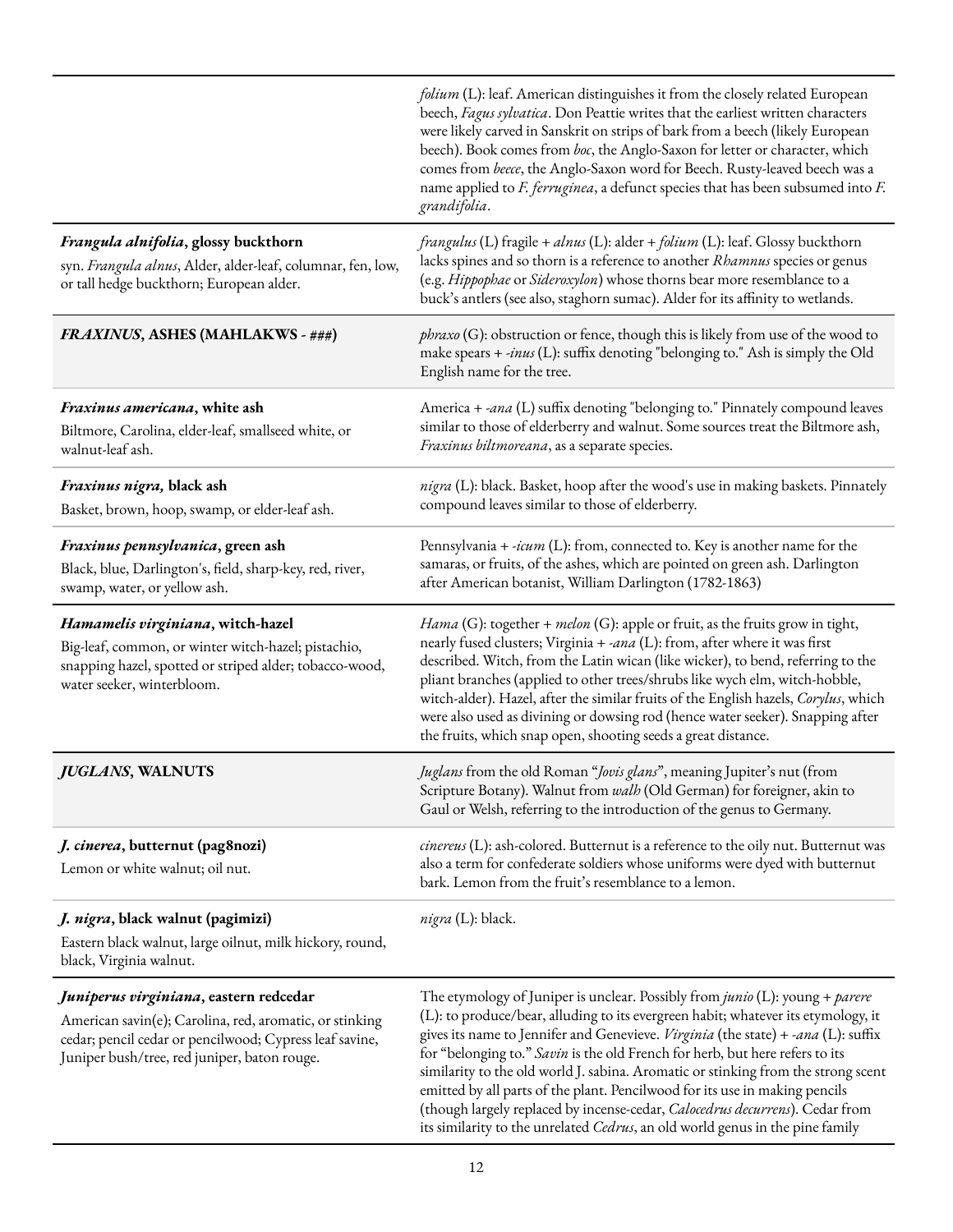| | |
|---|---|
| | *folium* (L): leaf. American distinguishes it from the closely related European beech, *Fagus sylvatica*. Don Peattie writes that the earliest written characters were likely carved in Sanskrit on strips of bark from a beech (likely European beech). Book comes from *boc*, the Anglo-Saxon for letter or character, which comes from *beece*, the Anglo-Saxon word for Beech. Rusty-leaved beech was a name applied to *F. ferruginea*, a defunct species that has been subsumed into *F. grandifolia*. |
| ***Frangula alnifolia*, glossy buckthorn**<br>syn. *Frangula alnus*, Alder, alder-leaf, columnar, fen, low, or tall hedge buckthorn; European alder. | *frangulus* (L) fragile + *alnus* (L): alder + *folium* (L): leaf. Glossy buckthorn lacks spines and so thorn is a reference to another *Rhamnus* species or genus (e.g. *Hippophae* or *Sideroxylon*) whose thorns bear more resemblance to a buck's antlers (see also, staghorn sumac). Alder for its affinity to wetlands. |
| ***FRAXINUS*, ASHES (MAHLAKWS - ###)** | *phraxo* (G): obstruction or fence, though this is likely from use of the wood to make spears + *-inus* (L): suffix denoting "belonging to." Ash is simply the Old English name for the tree. |
| ***Fraxinus americana*, white ash**<br>Biltmore, Carolina, elder-leaf, smallseed white, or walnut-leaf ash. | America + *-ana* (L) suffix denoting "belonging to." Pinnately compound leaves similar to those of elderberry and walnut. Some sources treat the Biltmore ash, *Fraxinus biltmoreana*, as a separate species. |
| ***Fraxinus nigra,* black ash**<br>Basket, brown, hoop, swamp, or elder-leaf ash. | *nigra* (L): black. Basket, hoop after the wood's use in making baskets. Pinnately compound leaves similar to those of elderberry. |
| ***Fraxinus pennsylvanica*, green ash**<br>Black, blue, Darlington's, field, sharp-key, red, river, swamp, water, or yellow ash. | Pennsylvania + *-icum* (L): from, connected to. Key is another name for the samaras, or fruits, of the ashes, which are pointed on green ash. Darlington after American botanist, William Darlington (1782-1863) |
| ***Hamamelis virginiana*, witch-hazel**<br>Big-leaf, common, or winter witch-hazel; pistachio, snapping hazel, spotted or striped alder; tobacco-wood, water seeker, winterbloom. | *Hama* (G): together + *melon* (G): apple or fruit, as the fruits grow in tight, nearly fused clusters; Virginia + *-ana* (L): from, after where it was first described. Witch, from the Latin wican (like wicker), to bend, referring to the pliant branches (applied to other trees/shrubs like wych elm, witch-hobble, witch-alder). Hazel, after the similar fruits of the English hazels, *Corylus*, which were also used as divining or dowsing rod (hence water seeker). Snapping after the fruits, which snap open, shooting seeds a great distance. |
| ***JUGLANS*, WALNUTS** | *Juglans* from the old Roman "*Jovis glans*", meaning Jupiter's nut (from Scripture Botany). Walnut from *walh* (Old German) for foreigner, akin to Gaul or Welsh, referring to the introduction of the genus to Germany. |
| ***J. cinerea*, butternut (pag8nozi)**<br>Lemon or white walnut; oil nut. | *cinereus* (L): ash-colored. Butternut is a reference to the oily nut. Butternut was also a term for confederate soldiers whose uniforms were dyed with butternut bark. Lemon from the fruit's resemblance to a lemon. |
| ***J. nigra*, black walnut (pagimizi)**<br>Eastern black walnut, large oilnut, milk hickory, round, black, Virginia walnut. | *nigra* (L): black. |
| ***Juniperus virginiana*, eastern redcedar**<br>American savin(e); Carolina, red, aromatic, or stinking cedar; pencil cedar or pencilwood; Cypress leaf savine, Juniper bush/tree, red juniper, baton rouge. | The etymology of Juniper is unclear. Possibly from *junio* (L): young + *parere* (L): to produce/bear, alluding to its evergreen habit; whatever its etymology, it gives its name to Jennifer and Genevieve. *Virginia* (the state) + *-ana* (L): suffix for "belonging to." *Savin* is the old French for herb, but here refers to its similarity to the old world J. sabina. Aromatic or stinking from the strong scent emitted by all parts of the plant. Pencilwood for its use in making pencils (though largely replaced by incense-cedar, *Calocedrus decurrens*). Cedar from its similarity to the unrelated *Cedrus*, an old world genus in the pine family |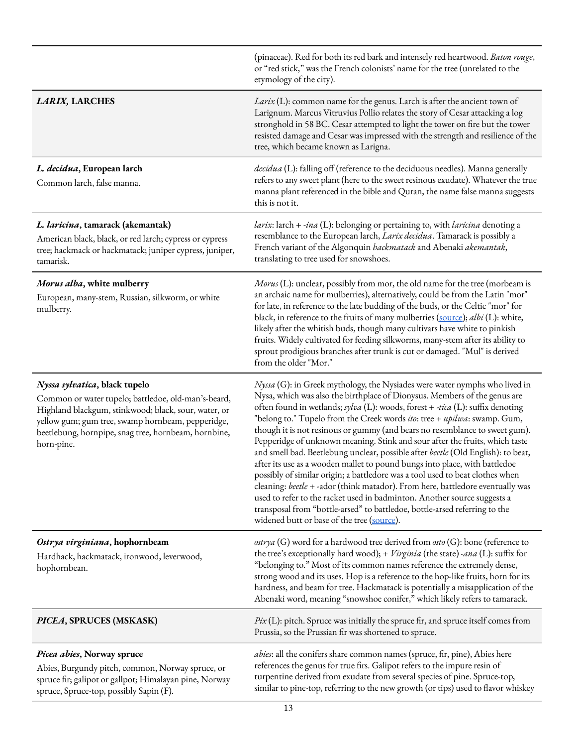| | |
|---|---|
| | (pinaceae). Red for both its red bark and intensely red heartwood. *Baton rouge*, or "red stick," was the French colonists' name for the tree (unrelated to the etymology of the city). |
| ***LARIX*, LARCHES** | *Larix* (L): common name for the genus. Larch is after the ancient town of Larignum. Marcus Vitruvius Pollio relates the story of Cesar attacking a log stronghold in 58 BC. Cesar attempted to light the tower on fire but the tower resisted damage and Cesar was impressed with the strength and resilience of the tree, which became known as Larigna. |
| ***L. decidua*, European larch**<br>Common larch, false manna. | *decidua* (L): falling off (reference to the deciduous needles). Manna generally refers to any sweet plant (here to the sweet resinous exudate). Whatever the true manna plant referenced in the bible and Quran, the name false manna suggests this is not it. |
| ***L. laricina*, tamarack (akemantak)**<br>American black, black, or red larch; cypress or cypress tree; hackmack or hackmatack; juniper cypress, juniper, tamarisk. | *larix*: larch + *-ina* (L): belonging or pertaining to, with *laricina* denoting a resemblance to the European larch, *Larix decidua*. Tamarack is possibly a French variant of the Algonquin *hackmatack* and Abenaki *akemantak*, translating to tree used for snowshoes. |
| ***Morus alba*, white mulberry**<br>European, many-stem, Russian, silkworm, or white mulberry. | *Morus* (L): unclear, possibly from mor, the old name for the tree (morbeam is an archaic name for mulberries), alternatively, could be from the Latin "mor" for late, in reference to the late budding of the buds, or the Celtic "mor" for black, in reference to the fruits of many mulberries (source); *albi* (L): white, likely after the whitish buds, though many cultivars have white to pinkish fruits. Widely cultivated for feeding silkworms, many-stem after its ability to sprout prodigious branches after trunk is cut or damaged. "Mul" is derived from the older "Mor." |
| ***Nyssa sylvatica*, black tupelo**<br>Common or water tupelo; battledoe, old-man's-beard, Highland blackgum, stinkwood; black, sour, water, or yellow gum; gum tree, swamp hornbeam, pepperidge, beetlebung, hornpipe, snag tree, hornbeam, hornbine, horn-pine. | *Nyssa* (G): in Greek mythology, the Nysiades were water nymphs who lived in Nysa, which was also the birthplace of Dionysus. Members of the genus are often found in wetlands; *sylva* (L): woods, forest + *-tica* (L): suffix denoting "belong to." Tupelo from the Creek words *ito*: tree + *upilwa*: swamp. Gum, though it is not resinous or gummy (and bears no resemblance to sweet gum). Pepperidge of unknown meaning. Stink and sour after the fruits, which taste and smell bad. Beetlebung unclear, possible after *beetle* (Old English): to beat, after its use as a wooden mallet to pound bungs into place, with battledoe possibly of similar origin; a battledore was a tool used to beat clothes when cleaning: *beetle* + -ador (think matador). From here, battledore eventually was used to refer to the racket used in badminton. Another source suggests a transposal from "bottle-arsed" to battledoe, bottle-arsed referring to the widened butt or base of the tree (source). |
| ***Ostrya virginiana*, hophornbeam**<br>Hardhack, hackmatack, ironwood, leverwood, hophornbean. | *ostrya* (G) word for a hardwood tree derived from *osto* (G): bone (reference to the tree's exceptionally hard wood); + *Virginia* (the state) *-ana* (L): suffix for "belonging to." Most of its common names reference the extremely dense, strong wood and its uses. Hop is a reference to the hop-like fruits, horn for its hardness, and beam for tree. Hackmatack is potentially a misapplication of the Abenaki word, meaning "snowshoe conifer," which likely refers to tamarack. |
| ***PICEA*, SPRUCES (MSKASK)** | *Pix* (L): pitch. Spruce was initially the spruce fir, and spruce itself comes from Prussia, so the Prussian fir was shortened to spruce. |
| ***Picea abies*, Norway spruce**<br>Abies, Burgundy pitch, common, Norway spruce, or spruce fir; galipot or gallpot; Himalayan pine, Norway spruce, Spruce-top, possibly Sapin (F). | *abies*: all the conifers share common names (spruce, fir, pine), Abies here references the genus for true firs. Galipot refers to the impure resin of turpentine derived from exudate from several species of pine. Spruce-top, similar to pine-top, referring to the new growth (or tips) used to flavor whiskey |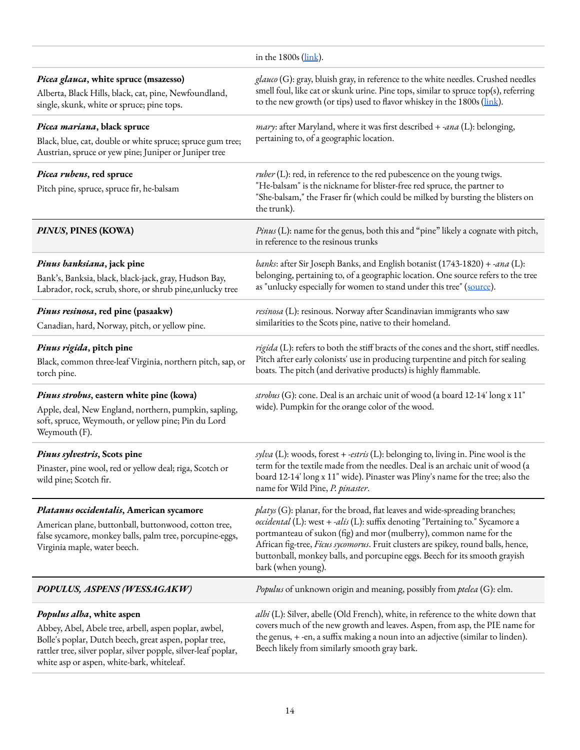| | |
|---|---|
| | in the 1800s (link). |
| ***Picea glauca*, white spruce (msazesso)**<br>Alberta, Black Hills, black, cat, pine, Newfoundland, single, skunk, white or spruce; pine tops. | *glauco* (G): gray, bluish gray, in reference to the white needles. Crushed needles smell foul, like cat or skunk urine. Pine tops, similar to spruce top(s), referring to the new growth (or tips) used to flavor whiskey in the 1800s (link). |
| ***Picea mariana*, black spruce**<br>Black, blue, cat, double or white spruce; spruce gum tree; Austrian, spruce or yew pine; Juniper or Juniper tree | *mary*: after Maryland, where it was first described + *-ana* (L): belonging, pertaining to, of a geographic location. |
| ***Picea rubens*, red spruce**<br>Pitch pine, spruce, spruce fir, he-balsam | *ruber* (L): red, in reference to the red pubescence on the young twigs. "He-balsam" is the nickname for blister-free red spruce, the partner to "She-balsam," the Fraser fir (which could be milked by bursting the blisters on the trunk). |
| ***PINUS*, PINES (KOWA)** | *Pinus* (L): name for the genus, both this and "pine" likely a cognate with pitch, in reference to the resinous trunks |
| ***Pinus banksiana*, jack pine**<br>Bank's, Banksia, black, black-jack, gray, Hudson Bay, Labrador, rock, scrub, shore, or shrub pine,unlucky tree | *banks*: after Sir Joseph Banks, and English botanist (1743-1820) + *-ana* (L): belonging, pertaining to, of a geographic location. One source refers to the tree as "unlucky especially for women to stand under this tree" (source). |
| ***Pinus resinosa*, red pine (pasaakw)**<br>Canadian, hard, Norway, pitch, or yellow pine. | *resinosa* (L): resinous. Norway after Scandinavian immigrants who saw similarities to the Scots pine, native to their homeland. |
| ***Pinus rigida*, pitch pine**<br>Black, common three-leaf Virginia, northern pitch, sap, or torch pine. | *rigida* (L): refers to both the stiff bracts of the cones and the short, stiff needles. Pitch after early colonists' use in producing turpentine and pitch for sealing boats. The pitch (and derivative products) is highly flammable. |
| ***Pinus strobus*, eastern white pine (kowa)**<br>Apple, deal, New England, northern, pumpkin, sapling, soft, spruce, Weymouth, or yellow pine; Pin du Lord Weymouth (F). | *strobus* (G): cone. Deal is an archaic unit of wood (a board 12-14' long x 11" wide). Pumpkin for the orange color of the wood. |
| ***Pinus sylvestris*, Scots pine**<br>Pinaster, pine wool, red or yellow deal; riga, Scotch or wild pine; Scotch fir. | *sylva* (L): woods, forest + *-estris* (L): belonging to, living in. Pine wool is the term for the textile made from the needles. Deal is an archaic unit of wood (a board 12-14' long x 11" wide). Pinaster was Pliny's name for the tree; also the name for Wild Pine, *P. pinaster*. |
| ***Platanus occidentalis*, American sycamore**<br>American plane, buttonball, buttonwood, cotton tree, false sycamore, monkey balls, palm tree, porcupine-eggs, Virginia maple, water beech. | *platys* (G): planar, for the broad, flat leaves and wide-spreading branches; *occidental* (L): west + *-alis* (L): suffix denoting "Pertaining to." Sycamore a portmanteau of sukon (fig) and mor (mulberry), common name for the African fig-tree, *Ficus sycomorus*. Fruit clusters are spikey, round balls, hence, buttonball, monkey balls, and porcupine eggs. Beech for its smooth grayish bark (when young). |
| ***POPULUS, ASPENS (WESSAGAKW)*** | *Populus* of unknown origin and meaning, possibly from *ptelea* (G): elm. |
| ***Populus alba*, white aspen**<br>Abbey, Abel, Abele tree, arbell, aspen poplar, awbel, Bolle's poplar, Dutch beech, great aspen, poplar tree, rattler tree, silver poplar, silver popple, silver-leaf poplar, white asp or aspen, white-bark, whiteleaf. | *albi* (L): Silver, abelle (Old French), white, in reference to the white down that covers much of the new growth and leaves. Aspen, from asp, the PIE name for the genus, + -en, a suffix making a noun into an adjective (similar to linden). Beech likely from similarly smooth gray bark. |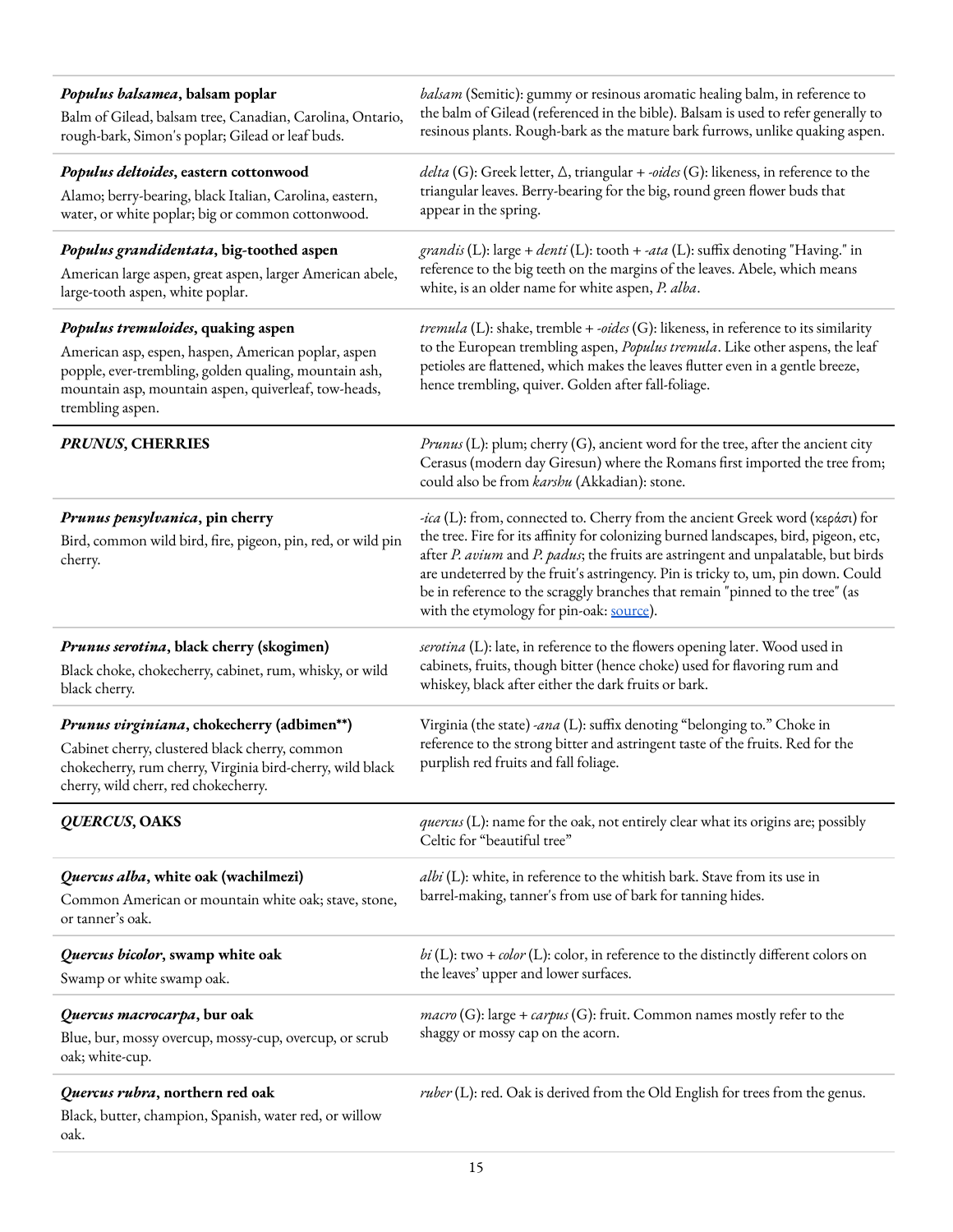| | |
|---|---|
| ***Populus balsamea*, balsam poplar**<br>Balm of Gilead, balsam tree, Canadian, Carolina, Ontario, rough-bark, Simon's poplar; Gilead or leaf buds. | *balsam* (Semitic): gummy or resinous aromatic healing balm, in reference to the balm of Gilead (referenced in the bible). Balsam is used to refer generally to resinous plants. Rough-bark as the mature bark furrows, unlike quaking aspen. |
| ***Populus deltoides*, eastern cottonwood**<br>Alamo; berry-bearing, black Italian, Carolina, eastern, water, or white poplar; big or common cottonwood. | *delta* (G): Greek letter, Δ, triangular + *-oides* (G): likeness, in reference to the triangular leaves. Berry-bearing for the big, round green flower buds that appear in the spring. |
| ***Populus grandidentata*, big-toothed aspen**<br>American large aspen, great aspen, larger American abele, large-tooth aspen, white poplar. | *grandis* (L): large + *denti* (L): tooth + *-ata* (L): suffix denoting "Having." in reference to the big teeth on the margins of the leaves. Abele, which means white, is an older name for white aspen, *P. alba*. |
| ***Populus tremuloides*, quaking aspen**<br>American asp, espen, haspen, American poplar, aspen popple, ever-trembling, golden qualing, mountain ash, mountain asp, mountain aspen, quiverleaf, tow-heads, trembling aspen. | *tremula* (L): shake, tremble + *-oides* (G): likeness, in reference to its similarity to the European trembling aspen, *Populus tremula*. Like other aspens, the leaf petioles are flattened, which makes the leaves flutter even in a gentle breeze, hence trembling, quiver. Golden after fall-foliage. |
| ***PRUNUS*, CHERRIES** | *Prunus* (L): plum; cherry (G), ancient word for the tree, after the ancient city Cerasus (modern day Giresun) where the Romans first imported the tree from; could also be from *karshu* (Akkadian): stone. |
| ***Prunus pensylvanica*, pin cherry**<br>Bird, common wild bird, fire, pigeon, pin, red, or wild pin cherry. | *-ica* (L): from, connected to. Cherry from the ancient Greek word (κεράσι) for the tree. Fire for its affinity for colonizing burned landscapes, bird, pigeon, etc, after *P. avium* and *P. padus*; the fruits are astringent and unpalatable, but birds are undeterred by the fruit's astringency. Pin is tricky to, um, pin down. Could be in reference to the scraggly branches that remain "pinned to the tree" (as with the etymology for pin-oak: [source]()). |
| ***Prunus serotina*, black cherry (skogimen)**<br>Black choke, chokecherry, cabinet, rum, whisky, or wild black cherry. | *serotina* (L): late, in reference to the flowers opening later. Wood used in cabinets, fruits, though bitter (hence choke) used for flavoring rum and whiskey, black after either the dark fruits or bark. |
| ***Prunus virginiana*, chokecherry (adbimen\*\*)**<br>Cabinet cherry, clustered black cherry, common chokecherry, rum cherry, Virginia bird-cherry, wild black cherry, wild cherr, red chokecherry. | Virginia (the state) *-ana* (L): suffix denoting "belonging to." Choke in reference to the strong bitter and astringent taste of the fruits. Red for the purplish red fruits and fall foliage. |
| ***QUERCUS*, OAKS** | *quercus* (L): name for the oak, not entirely clear what its origins are; possibly Celtic for "beautiful tree" |
| ***Quercus alba*, white oak (wachilmezi)**<br>Common American or mountain white oak; stave, stone, or tanner's oak. | *albi* (L): white, in reference to the whitish bark. Stave from its use in barrel-making, tanner's from use of bark for tanning hides. |
| ***Quercus bicolor*, swamp white oak**<br>Swamp or white swamp oak. | *bi* (L): two + *color* (L): color, in reference to the distinctly different colors on the leaves' upper and lower surfaces. |
| ***Quercus macrocarpa*, bur oak**<br>Blue, bur, mossy overcup, mossy-cup, overcup, or scrub oak; white-cup. | *macro* (G): large + *carpus* (G): fruit. Common names mostly refer to the shaggy or mossy cap on the acorn. |
| ***Quercus rubra*, northern red oak**<br>Black, butter, champion, Spanish, water red, or willow oak. | *ruber* (L): red. Oak is derived from the Old English for trees from the genus. |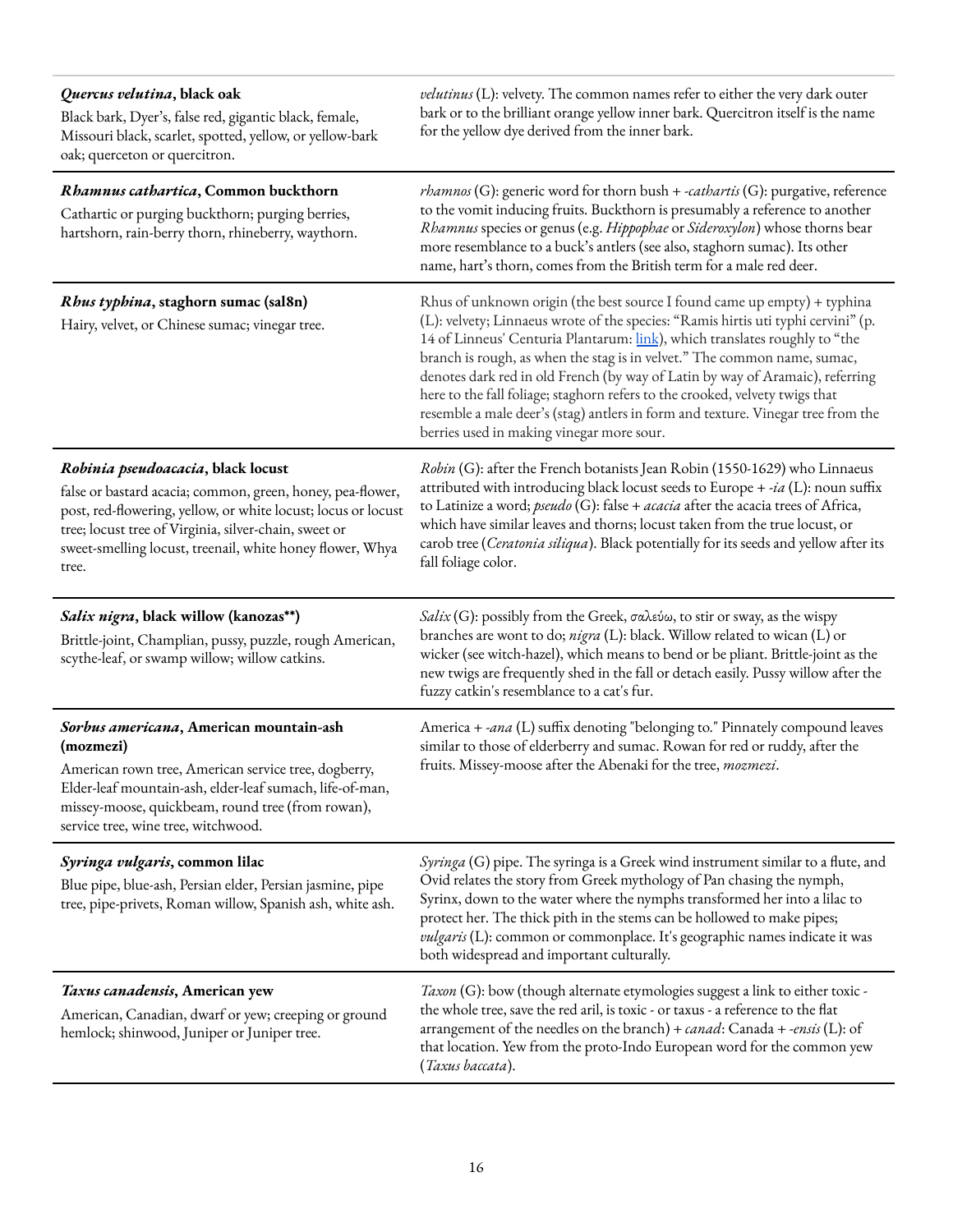| | |
|---|---|
| ***Quercus velutina*, black oak**<br>Black bark, Dyer's, false red, gigantic black, female, Missouri black, scarlet, spotted, yellow, or yellow-bark oak; querceton or quercitron. | *velutinus* (L): velvety. The common names refer to either the very dark outer bark or to the brilliant orange yellow inner bark. Quercitron itself is the name for the yellow dye derived from the inner bark. |
| ***Rhamnus cathartica*, Common buckthorn**<br>Cathartic or purging buckthorn; purging berries, hartshorn, rain-berry thorn, rhineberry, waythorn. | *rhamnos* (G): generic word for thorn bush + *-cathartis* (G): purgative, reference to the vomit inducing fruits. Buckthorn is presumably a reference to another *Rhamnus* species or genus (e.g. *Hippophae* or *Sideroxylon*) whose thorns bear more resemblance to a buck's antlers (see also, staghorn sumac). Its other name, hart's thorn, comes from the British term for a male red deer. |
| ***Rhus typhina*, staghorn sumac (sal8n)**<br>Hairy, velvet, or Chinese sumac; vinegar tree. | Rhus of unknown origin (the best source I found came up empty) + typhina (L): velvety; Linnaeus wrote of the species: "Ramis hirtis uti typhi cervini" (p. 14 of Linneus' Centuria Plantarum: [link]), which translates roughly to "the branch is rough, as when the stag is in velvet." The common name, sumac, denotes dark red in old French (by way of Latin by way of Aramaic), referring here to the fall foliage; staghorn refers to the crooked, velvety twigs that resemble a male deer's (stag) antlers in form and texture. Vinegar tree from the berries used in making vinegar more sour. |
| ***Robinia pseudoacacia*, black locust**<br>false or bastard acacia; common, green, honey, pea-flower, post, red-flowering, yellow, or white locust; locus or locust tree; locust tree of Virginia, silver-chain, sweet or sweet-smelling locust, treenail, white honey flower, Whya tree. | *Robin* (G): after the French botanists Jean Robin (1550-1629) who Linnaeus attributed with introducing black locust seeds to Europe + *-ia* (L): noun suffix to Latinize a word; *pseudo* (G): false + *acacia* after the acacia trees of Africa, which have similar leaves and thorns; locust taken from the true locust, or carob tree (*Ceratonia siliqua*). Black potentially for its seeds and yellow after its fall foliage color. |
| ***Salix nigra*, black willow (kanozas\*\*)**<br>Brittle-joint, Champlian, pussy, puzzle, rough American, scythe-leaf, or swamp willow; willow catkins. | *Salix* (G): possibly from the Greek, σαλεύω, to stir or sway, as the wispy branches are wont to do; *nigra* (L): black. Willow related to wican (L) or wicker (see witch-hazel), which means to bend or be pliant. Brittle-joint as the new twigs are frequently shed in the fall or detach easily. Pussy willow after the fuzzy catkin's resemblance to a cat's fur. |
| ***Sorbus americana*, American mountain-ash (mozmezi)**<br>American rown tree, American service tree, dogberry, Elder-leaf mountain-ash, elder-leaf sumach, life-of-man, missey-moose, quickbeam, round tree (from rowan), service tree, wine tree, witchwood. | America + *-ana* (L) suffix denoting "belonging to." Pinnately compound leaves similar to those of elderberry and sumac. Rowan for red or ruddy, after the fruits. Missey-moose after the Abenaki for the tree, *mozmezi*. |
| ***Syringa vulgaris*, common lilac**<br>Blue pipe, blue-ash, Persian elder, Persian jasmine, pipe tree, pipe-privets, Roman willow, Spanish ash, white ash. | *Syringa* (G) pipe. The syringa is a Greek wind instrument similar to a flute, and Ovid relates the story from Greek mythology of Pan chasing the nymph, Syrinx, down to the water where the nymphs transformed her into a lilac to protect her. The thick pith in the stems can be hollowed to make pipes; *vulgaris* (L): common or commonplace. It's geographic names indicate it was both widespread and important culturally. |
| ***Taxus canadensis*, American yew**<br>American, Canadian, dwarf or yew; creeping or ground hemlock; shinwood, Juniper or Juniper tree. | *Taxon* (G): bow (though alternate etymologies suggest a link to either toxic - the whole tree, save the red aril, is toxic - or taxus - a reference to the flat arrangement of the needles on the branch) + *canad*: Canada + *-ensis* (L): of that location. Yew from the proto-Indo European word for the common yew (*Taxus baccata*). |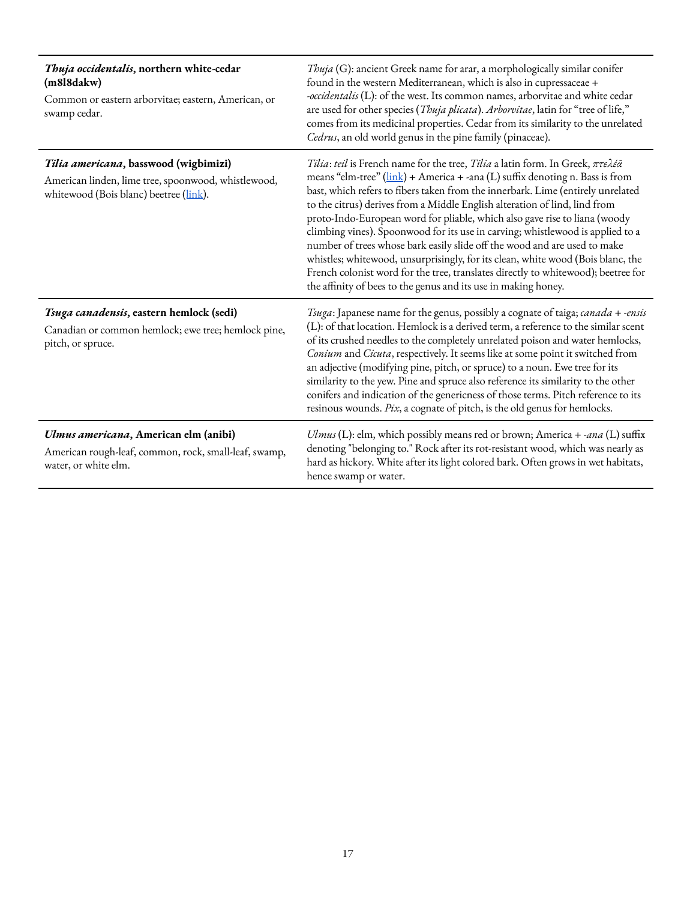| | |
|---|---|
| ***Thuja occidentalis*, northern white-cedar (m8l8dakw)**<br>Common or eastern arborvitae; eastern, American, or swamp cedar. | *Thuja* (G): ancient Greek name for arar, a morphologically similar conifer found in the western Mediterranean, which is also in cupressaceae + *-occidentalis* (L): of the west. Its common names, arborvitae and white cedar are used for other species (*Thuja plicata*). *Arborvitae*, latin for "tree of life," comes from its medicinal properties. Cedar from its similarity to the unrelated *Cedrus*, an old world genus in the pine family (pinaceae). |
| ***Tilia americana*, basswood (wigbimizi)**<br>American linden, lime tree, spoonwood, whistlewood, whitewood (Bois blanc) beetree ([link]()). | *Tilia*: *teil* is French name for the tree, *Tilia* a latin form. In Greek, *πτελέα* means "elm-tree" ([link]()) + America + -ana (L) suffix denoting n. Bass is from bast, which refers to fibers taken from the innerbark. Lime (entirely unrelated to the citrus) derives from a Middle English alteration of lind, lind from proto-Indo-European word for pliable, which also gave rise to liana (woody climbing vines). Spoonwood for its use in carving; whistlewood is applied to a number of trees whose bark easily slide off the wood and are used to make whistles; whitewood, unsurprisingly, for its clean, white wood (Bois blanc, the French colonist word for the tree, translates directly to whitewood); beetree for the affinity of bees to the genus and its use in making honey. |
| ***Tsuga canadensis*, eastern hemlock (sedi)**<br>Canadian or common hemlock; ewe tree; hemlock pine, pitch, or spruce. | *Tsuga*: Japanese name for the genus, possibly a cognate of taiga; *canada* + *-ensis* (L): of that location. Hemlock is a derived term, a reference to the similar scent of its crushed needles to the completely unrelated poison and water hemlocks, *Conium* and *Cicuta*, respectively. It seems like at some point it switched from an adjective (modifying pine, pitch, or spruce) to a noun. Ewe tree for its similarity to the yew. Pine and spruce also reference its similarity to the other conifers and indication of the genericness of those terms. Pitch reference to its resinous wounds. *Pix*, a cognate of pitch, is the old genus for hemlocks. |
| ***Ulmus americana*, American elm (anibi)**<br>American rough-leaf, common, rock, small-leaf, swamp, water, or white elm. | *Ulmus* (L): elm, which possibly means red or brown; America + *-ana* (L) suffix denoting "belonging to." Rock after its rot-resistant wood, which was nearly as hard as hickory. White after its light colored bark. Often grows in wet habitats, hence swamp or water. |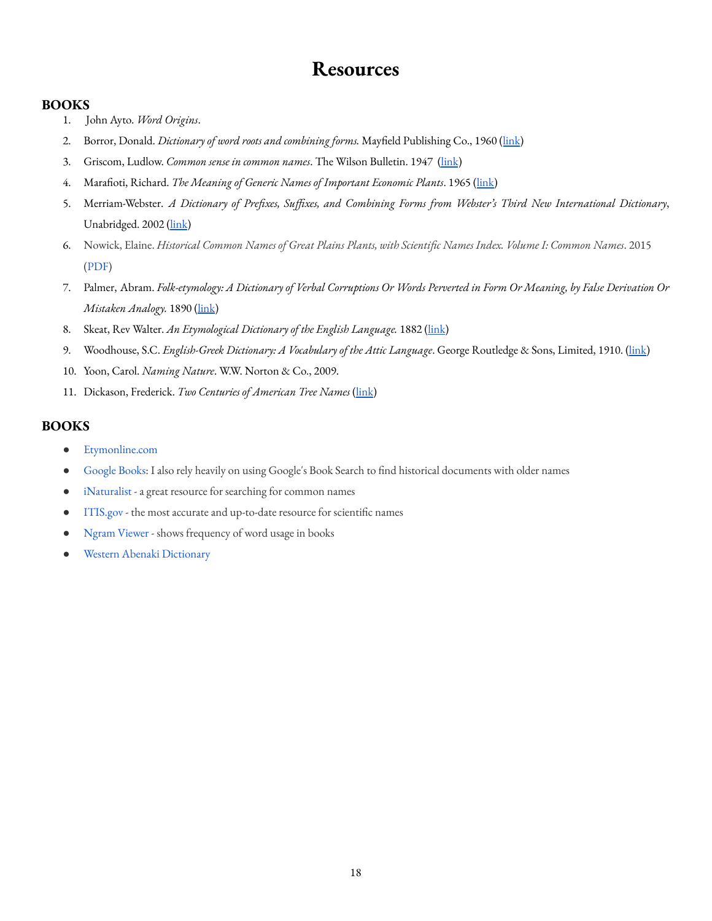# Resources

## BOOKS

1. John Ayto. *Word Origins*.
2. Borror, Donald. *Dictionary of word roots and combining forms.* Mayfield Publishing Co., 1960 (link)
3. Griscom, Ludlow. *Common sense in common names*. The Wilson Bulletin. 1947 (link)
4. Marafioti, Richard. *The Meaning of Generic Names of Important Economic Plants*. 1965 (link)
5. Merriam-Webster. *A Dictionary of Prefixes, Suffixes, and Combining Forms from Webster's Third New International Dictionary*, Unabridged. 2002 (link)
6. Nowick, Elaine. *Historical Common Names of Great Plains Plants, with Scientific Names Index. Volume I: Common Names*. 2015 (PDF)
7. Palmer, Abram. *Folk-etymology: A Dictionary of Verbal Corruptions Or Words Perverted in Form Or Meaning, by False Derivation Or Mistaken Analogy.* 1890 (link)
8. Skeat, Rev Walter. *An Etymological Dictionary of the English Language.* 1882 (link)
9. Woodhouse, S.C. *English-Greek Dictionary: A Vocabulary of the Attic Language*. George Routledge & Sons, Limited, 1910. (link)
10. Yoon, Carol. *Naming Nature*. W.W. Norton & Co., 2009.
11. Dickason, Frederick. *Two Centuries of American Tree Names* (link)

## BOOKS

- Etymonline.com
- Google Books: I also rely heavily on using Google's Book Search to find historical documents with older names
- iNaturalist - a great resource for searching for common names
- ITIS.gov - the most accurate and up-to-date resource for scientific names
- Ngram Viewer - shows frequency of word usage in books
- Western Abenaki Dictionary